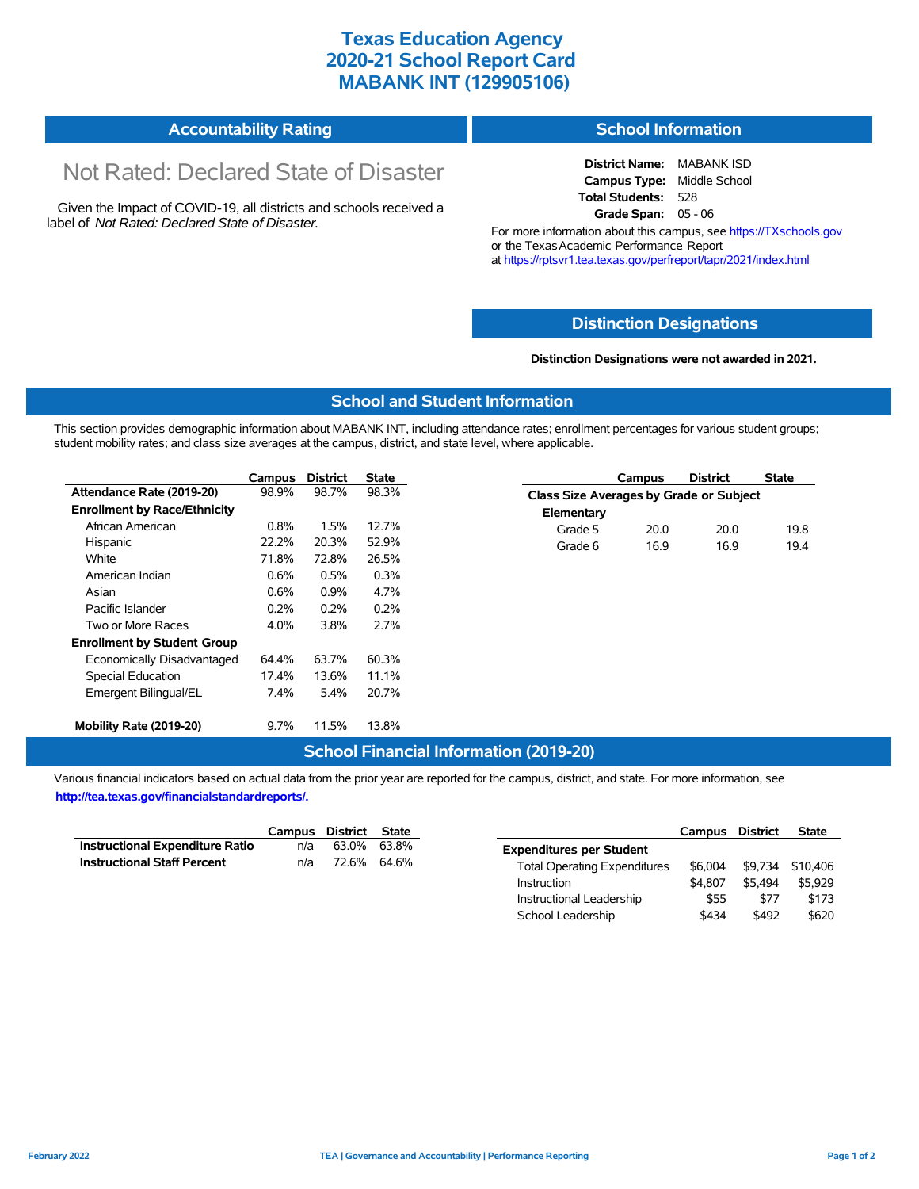# Texas Education Agency
# 2020-21 School Report Card
# MABANK INT (129905106)

## Accountability Rating

Not Rated: Declared State of Disaster

Given the Impact of COVID-19, all districts and schools received a label of *Not Rated: Declared State of Disaster*.

## School Information

**District Name:** MABANK ISD
**Campus Type:** Middle School
**Total Students:** 528
**Grade Span:** 05 - 06

For more information about this campus, see https://TXschools.gov or the Texas Academic Performance Report at https://rptsvr1.tea.texas.gov/perfreport/tapr/2021/index.html

## Distinction Designations

**Distinction Designations were not awarded in 2021.**

## School and Student Information

This section provides demographic information about MABANK INT, including attendance rates; enrollment percentages for various student groups; student mobility rates; and class size averages at the campus, district, and state level, where applicable.

| | Campus | District | State |
|---|---|---|---|
| **Attendance Rate (2019-20)** | 98.9% | 98.7% | 98.3% |
| **Enrollment by Race/Ethnicity** | | | |
| African American | 0.8% | 1.5% | 12.7% |
| Hispanic | 22.2% | 20.3% | 52.9% |
| White | 71.8% | 72.8% | 26.5% |
| American Indian | 0.6% | 0.5% | 0.3% |
| Asian | 0.6% | 0.9% | 4.7% |
| Pacific Islander | 0.2% | 0.2% | 0.2% |
| Two or More Races | 4.0% | 3.8% | 2.7% |
| **Enrollment by Student Group** | | | |
| Economically Disadvantaged | 64.4% | 63.7% | 60.3% |
| Special Education | 17.4% | 13.6% | 11.1% |
| Emergent Bilingual/EL | 7.4% | 5.4% | 20.7% |
| **Mobility Rate (2019-20)** | 9.7% | 11.5% | 13.8% |

| | Campus | District | State |
|---|---|---|---|
| **Class Size Averages by Grade or Subject** | | | |
| **Elementary** | | | |
| Grade 5 | 20.0 | 20.0 | 19.8 |
| Grade 6 | 16.9 | 16.9 | 19.4 |

## School Financial Information (2019-20)

Various financial indicators based on actual data from the prior year are reported for the campus, district, and state. For more information, see **http://tea.texas.gov/financialstandardreports/.**

| | Campus | District | State |
|---|---|---|---|
| **Instructional Expenditure Ratio** | n/a | 63.0% | 63.8% |
| **Instructional Staff Percent** | n/a | 72.6% | 64.6% |

| | Campus | District | State |
|---|---|---|---|
| **Expenditures per Student** | | | |
| Total Operating Expenditures | $6,004 | $9,734 | $10,406 |
| Instruction | $4,807 | $5,494 | $5,929 |
| Instructional Leadership | $55 | $77 | $173 |
| School Leadership | $434 | $492 | $620 |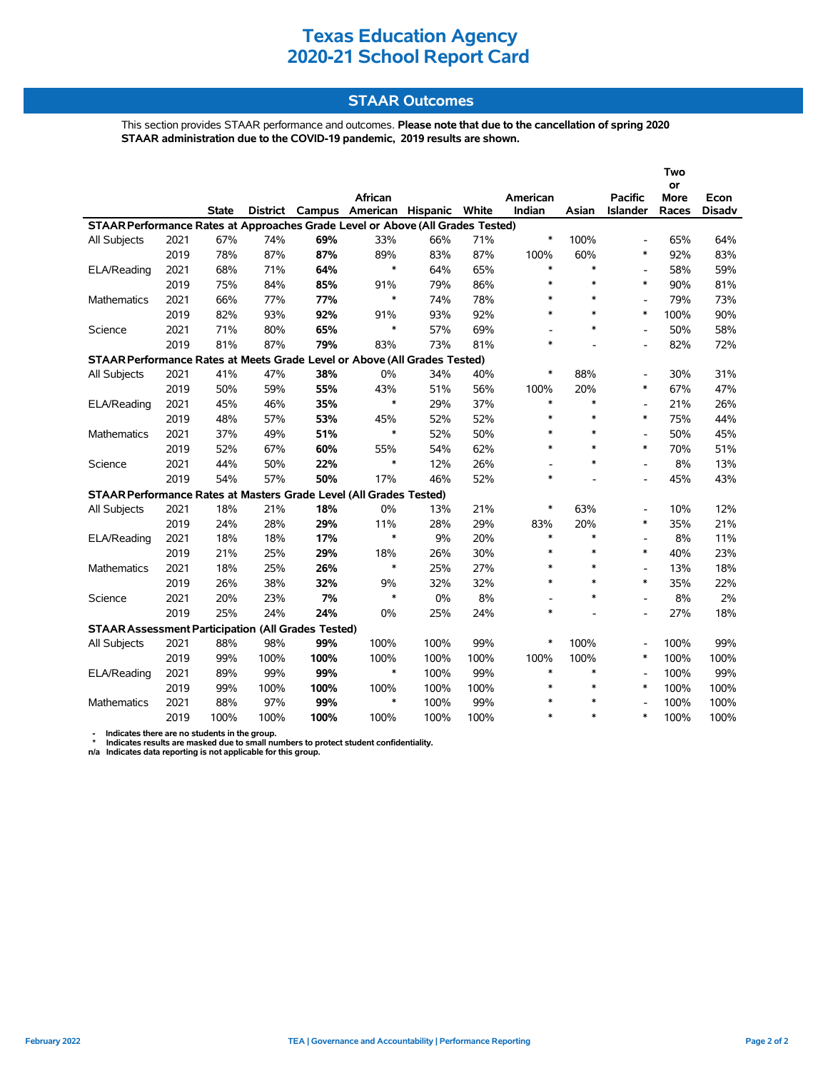# Texas Education Agency
# 2020-21 School Report Card

## STAAR Outcomes

This section provides STAAR performance and outcomes. **Please note that due to the cancellation of spring 2020 STAAR administration due to the COVID-19 pandemic, 2019 results are shown.**

| | | State | District | Campus | African American | Hispanic | White | American Indian | Asian | Pacific Islander | Two or More Races | Econ Disadv |
|---|---|---|---|---|---|---|---|---|---|---|---|---|
| **STAAR Performance Rates at Approaches Grade Level or Above (All Grades Tested)** | | | | | | | | | | | | |
| All Subjects | 2021 | 67% | 74% | **69%** | 33% | 66% | 71% | * | 100% | - | 65% | 64% |
| | 2019 | 78% | 87% | **87%** | 89% | 83% | 87% | 100% | 60% | * | 92% | 83% |
| ELA/Reading | 2021 | 68% | 71% | **64%** | * | 64% | 65% | * | * | - | 58% | 59% |
| | 2019 | 75% | 84% | **85%** | 91% | 79% | 86% | * | * | * | 90% | 81% |
| Mathematics | 2021 | 66% | 77% | **77%** | * | 74% | 78% | * | * | - | 79% | 73% |
| | 2019 | 82% | 93% | **92%** | 91% | 93% | 92% | * | * | * | 100% | 90% |
| Science | 2021 | 71% | 80% | **65%** | * | 57% | 69% | - | * | - | 50% | 58% |
| | 2019 | 81% | 87% | **79%** | 83% | 73% | 81% | * | - | - | 82% | 72% |
| **STAAR Performance Rates at Meets Grade Level or Above (All Grades Tested)** | | | | | | | | | | | | |
| All Subjects | 2021 | 41% | 47% | **38%** | 0% | 34% | 40% | * | 88% | - | 30% | 31% |
| | 2019 | 50% | 59% | **55%** | 43% | 51% | 56% | 100% | 20% | * | 67% | 47% |
| ELA/Reading | 2021 | 45% | 46% | **35%** | * | 29% | 37% | * | * | - | 21% | 26% |
| | 2019 | 48% | 57% | **53%** | 45% | 52% | 52% | * | * | * | 75% | 44% |
| Mathematics | 2021 | 37% | 49% | **51%** | * | 52% | 50% | * | * | - | 50% | 45% |
| | 2019 | 52% | 67% | **60%** | 55% | 54% | 62% | * | * | * | 70% | 51% |
| Science | 2021 | 44% | 50% | **22%** | * | 12% | 26% | - | * | - | 8% | 13% |
| | 2019 | 54% | 57% | **50%** | 17% | 46% | 52% | * | - | - | 45% | 43% |
| **STAAR Performance Rates at Masters Grade Level (All Grades Tested)** | | | | | | | | | | | | |
| All Subjects | 2021 | 18% | 21% | **18%** | 0% | 13% | 21% | * | 63% | - | 10% | 12% |
| | 2019 | 24% | 28% | **29%** | 11% | 28% | 29% | 83% | 20% | * | 35% | 21% |
| ELA/Reading | 2021 | 18% | 18% | **17%** | * | 9% | 20% | * | * | - | 8% | 11% |
| | 2019 | 21% | 25% | **29%** | 18% | 26% | 30% | * | * | * | 40% | 23% |
| Mathematics | 2021 | 18% | 25% | **26%** | * | 25% | 27% | * | * | - | 13% | 18% |
| | 2019 | 26% | 38% | **32%** | 9% | 32% | 32% | * | * | * | 35% | 22% |
| Science | 2021 | 20% | 23% | **7%** | * | 0% | 8% | - | * | - | 8% | 2% |
| | 2019 | 25% | 24% | **24%** | 0% | 25% | 24% | * | - | - | 27% | 18% |
| **STAAR Assessment Participation (All Grades Tested)** | | | | | | | | | | | | |
| All Subjects | 2021 | 88% | 98% | **99%** | 100% | 100% | 99% | * | 100% | - | 100% | 99% |
| | 2019 | 99% | 100% | **100%** | 100% | 100% | 100% | 100% | 100% | * | 100% | 100% |
| ELA/Reading | 2021 | 89% | 99% | **99%** | * | 100% | 99% | * | * | - | 100% | 99% |
| | 2019 | 99% | 100% | **100%** | 100% | 100% | 100% | * | * | * | 100% | 100% |
| Mathematics | 2021 | 88% | 97% | **99%** | * | 100% | 99% | * | * | - | 100% | 100% |
| | 2019 | 100% | 100% | **100%** | 100% | 100% | 100% | * | * | * | 100% | 100% |

- Indicates there are no students in the group.
* Indicates results are masked due to small numbers to protect student confidentiality.
n/a Indicates data reporting is not applicable for this group.